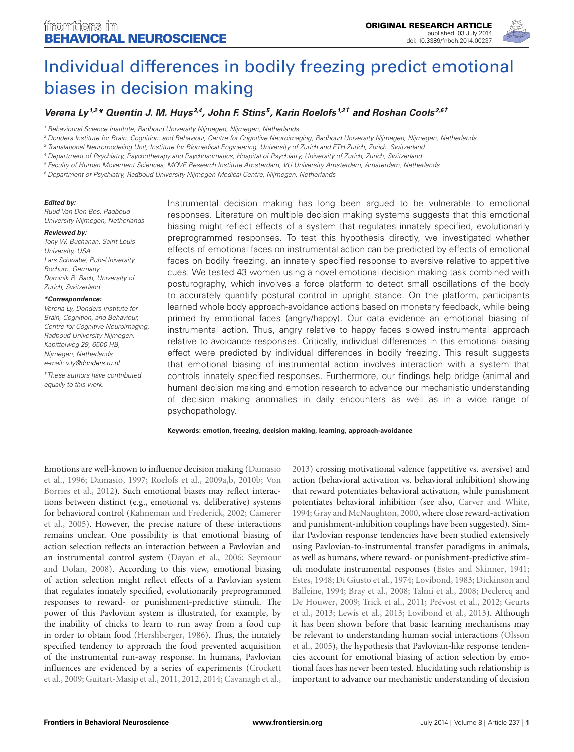# Individual differences in bodily freezing predict emotional biases in decision making

***Verena Ly*[1,2]*, *Quentin J. M. Huys*[3,4], *John F. Stins*[5], *Karin Roelofs*[1,2†] and *Roshan Cools*[2,6†]**

[1] Behavioural Science Institute, Radboud University Nijmegen, Nijmegen, Netherlands
[2] Donders Institute for Brain, Cognition, and Behaviour, Centre for Cognitive Neuroimaging, Radboud University Nijmegen, Nijmegen, Netherlands
[3] Translational Neuromodeling Unit, Institute for Biomedical Engineering, University of Zurich and ETH Zurich, Zurich, Switzerland
[4] Department of Psychiatry, Psychotherapy and Psychosomatics, Hospital of Psychiatry, University of Zurich, Zurich, Switzerland
[5] Faculty of Human Movement Sciences, MOVE Research Institute Amsterdam, VU University Amsterdam, Amsterdam, Netherlands
[6] Department of Psychiatry, Radboud University Nijmegen Medical Centre, Nijmegen, Netherlands

***Edited by:***
Ruud Van Den Bos, Radboud University Nijmegen, Netherlands

***Reviewed by:***
Tony W. Buchanan, Saint Louis University, USA
Lars Schwabe, Ruhr-University Bochum, Germany
Dominik R. Bach, University of Zurich, Switzerland

***\*Correspondence:***
Verena Ly, Donders Institute for Brain, Cognition, and Behaviour, Centre for Cognitive Neuroimaging, Radboud University Nijmegen, Kapittelweg 29, 6500 HB, Nijmegen, Netherlands
e-mail: v.ly@donders.ru.nl

*†These authors have contributed equally to this work.*

Instrumental decision making has long been argued to be vulnerable to emotional responses. Literature on multiple decision making systems suggests that this emotional biasing might reflect effects of a system that regulates innately specified, evolutionarily preprogrammed responses. To test this hypothesis directly, we investigated whether effects of emotional faces on instrumental action can be predicted by effects of emotional faces on bodily freezing, an innately specified response to aversive relative to appetitive cues. We tested 43 women using a novel emotional decision making task combined with posturography, which involves a force platform to detect small oscillations of the body to accurately quantify postural control in upright stance. On the platform, participants learned whole body approach-avoidance actions based on monetary feedback, while being primed by emotional faces (angry/happy). Our data evidence an emotional biasing of instrumental action. Thus, angry relative to happy faces slowed instrumental approach relative to avoidance responses. Critically, individual differences in this emotional biasing effect were predicted by individual differences in bodily freezing. This result suggests that emotional biasing of instrumental action involves interaction with a system that controls innately specified responses. Furthermore, our findings help bridge (animal and human) decision making and emotion research to advance our mechanistic understanding of decision making anomalies in daily encounters as well as in a wide range of psychopathology.

**Keywords: emotion, freezing, decision making, learning, approach-avoidance**

Emotions are well-known to influence decision making (Damasio et al., 1996; Damasio, 1997; Roelofs et al., 2009a,b, 2010b; Von Borries et al., 2012). Such emotional biases may reflect interactions between distinct (e.g., emotional vs. deliberative) systems for behavioral control (Kahneman and Frederick, 2002; Camerer et al., 2005). However, the precise nature of these interactions remains unclear. One possibility is that emotional biasing of action selection reflects an interaction between a Pavlovian and an instrumental control system (Dayan et al., 2006; Seymour and Dolan, 2008). According to this view, emotional biasing of action selection might reflect effects of a Pavlovian system that regulates innately specified, evolutionarily preprogrammed responses to reward- or punishment-predictive stimuli. The power of this Pavlovian system is illustrated, for example, by the inability of chicks to learn to run away from a food cup in order to obtain food (Hershberger, 1986). Thus, the innately specified tendency to approach the food prevented acquisition of the instrumental run-away response. In humans, Pavlovian influences are evidenced by a series of experiments (Crockett et al., 2009; Guitart-Masip et al., 2011, 2012, 2014; Cavanagh et al., 2013) crossing motivational valence (appetitive vs. aversive) and action (behavioral activation vs. behavioral inhibition) showing that reward potentiates behavioral activation, while punishment potentiates behavioral inhibition (see also, Carver and White, 1994; Gray and McNaughton, 2000, where close reward-activation and punishment-inhibition couplings have been suggested). Similar Pavlovian response tendencies have been studied extensively using Pavlovian-to-instrumental transfer paradigms in animals, as well as humans, where reward- or punishment-predictive stimuli modulate instrumental responses (Estes and Skinner, 1941; Estes, 1948; Di Giusto et al., 1974; Lovibond, 1983; Dickinson and Balleine, 1994; Bray et al., 2008; Talmi et al., 2008; Declercq and De Houwer, 2009; Trick et al., 2011; Prévost et al., 2012; Geurts et al., 2013; Lewis et al., 2013; Lovibond et al., 2013). Although it has been shown before that basic learning mechanisms may be relevant to understanding human social interactions (Olsson et al., 2005), the hypothesis that Pavlovian-like response tendencies account for emotional biasing of action selection by emotional faces has never been tested. Elucidating such relationship is important to advance our mechanistic understanding of decision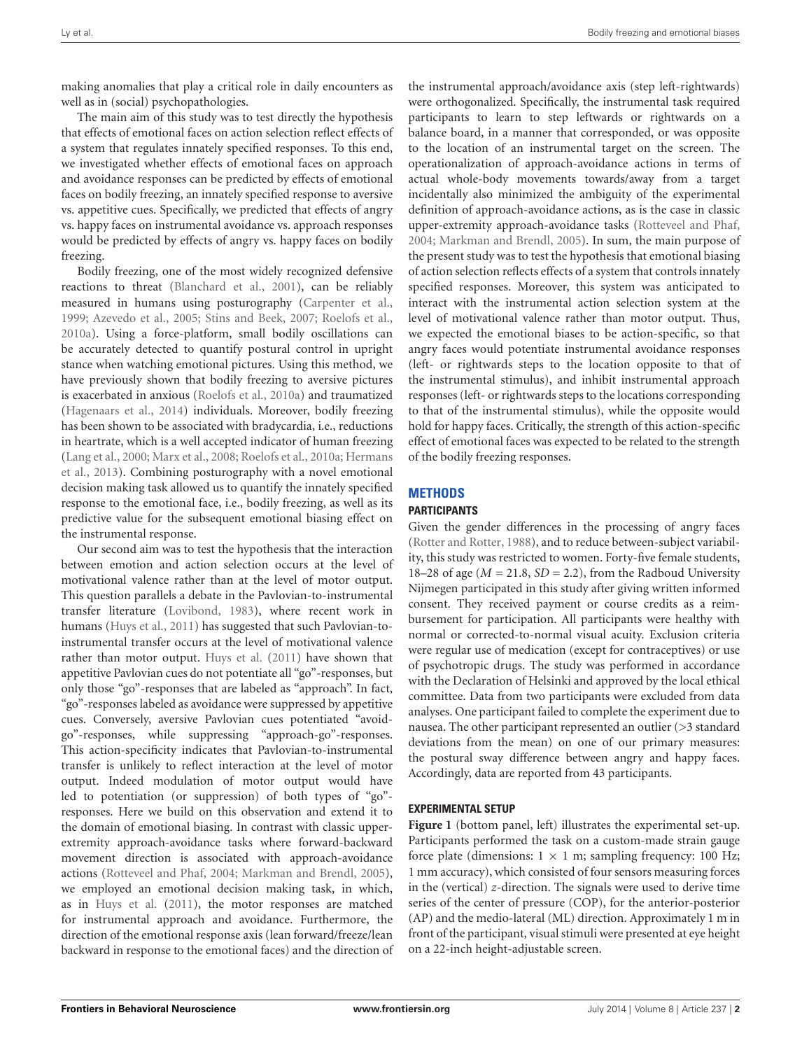making anomalies that play a critical role in daily encounters as well as in (social) psychopathologies.

The main aim of this study was to test directly the hypothesis that effects of emotional faces on action selection reflect effects of a system that regulates innately specified responses. To this end, we investigated whether effects of emotional faces on approach and avoidance responses can be predicted by effects of emotional faces on bodily freezing, an innately specified response to aversive vs. appetitive cues. Specifically, we predicted that effects of angry vs. happy faces on instrumental avoidance vs. approach responses would be predicted by effects of angry vs. happy faces on bodily freezing.

Bodily freezing, one of the most widely recognized defensive reactions to threat (Blanchard et al., 2001), can be reliably measured in humans using posturography (Carpenter et al., 1999; Azevedo et al., 2005; Stins and Beek, 2007; Roelofs et al., 2010a). Using a force-platform, small bodily oscillations can be accurately detected to quantify postural control in upright stance when watching emotional pictures. Using this method, we have previously shown that bodily freezing to aversive pictures is exacerbated in anxious (Roelofs et al., 2010a) and traumatized (Hagenaars et al., 2014) individuals. Moreover, bodily freezing has been shown to be associated with bradycardia, i.e., reductions in heartrate, which is a well accepted indicator of human freezing (Lang et al., 2000; Marx et al., 2008; Roelofs et al., 2010a; Hermans et al., 2013). Combining posturography with a novel emotional decision making task allowed us to quantify the innately specified response to the emotional face, i.e., bodily freezing, as well as its predictive value for the subsequent emotional biasing effect on the instrumental response.

Our second aim was to test the hypothesis that the interaction between emotion and action selection occurs at the level of motivational valence rather than at the level of motor output. This question parallels a debate in the Pavlovian-to-instrumental transfer literature (Lovibond, 1983), where recent work in humans (Huys et al., 2011) has suggested that such Pavlovian-to-instrumental transfer occurs at the level of motivational valence rather than motor output. Huys et al. (2011) have shown that appetitive Pavlovian cues do not potentiate all "go"-responses, but only those "go"-responses that are labeled as "approach". In fact, "go"-responses labeled as avoidance were suppressed by appetitive cues. Conversely, aversive Pavlovian cues potentiated "avoid-go"-responses, while suppressing "approach-go"-responses. This action-specificity indicates that Pavlovian-to-instrumental transfer is unlikely to reflect interaction at the level of motor output. Indeed modulation of motor output would have led to potentiation (or suppression) of both types of "go"-responses. Here we build on this observation and extend it to the domain of emotional biasing. In contrast with classic upper-extremity approach-avoidance tasks where forward-backward movement direction is associated with approach-avoidance actions (Rotteveel and Phaf, 2004; Markman and Brendl, 2005), we employed an emotional decision making task, in which, as in Huys et al. (2011), the motor responses are matched for instrumental approach and avoidance. Furthermore, the direction of the emotional response axis (lean forward/freeze/lean backward in response to the emotional faces) and the direction of the instrumental approach/avoidance axis (step left-rightwards) were orthogonalized. Specifically, the instrumental task required participants to learn to step leftwards or rightwards on a balance board, in a manner that corresponded, or was opposite to the location of an instrumental target on the screen. The operationalization of approach-avoidance actions in terms of actual whole-body movements towards/away from a target incidentally also minimized the ambiguity of the experimental definition of approach-avoidance actions, as is the case in classic upper-extremity approach-avoidance tasks (Rotteveel and Phaf, 2004; Markman and Brendl, 2005). In sum, the main purpose of the present study was to test the hypothesis that emotional biasing of action selection reflects effects of a system that controls innately specified responses. Moreover, this system was anticipated to interact with the instrumental action selection system at the level of motivational valence rather than motor output. Thus, we expected the emotional biases to be action-specific, so that angry faces would potentiate instrumental avoidance responses (left- or rightwards steps to the location opposite to that of the instrumental stimulus), and inhibit instrumental approach responses (left- or rightwards steps to the locations corresponding to that of the instrumental stimulus), while the opposite would hold for happy faces. Critically, the strength of this action-specific effect of emotional faces was expected to be related to the strength of the bodily freezing responses.

# METHODS

## PARTICIPANTS

Given the gender differences in the processing of angry faces (Rotter and Rotter, 1988), and to reduce between-subject variability, this study was restricted to women. Forty-five female students, 18–28 of age ($M = 21.8$, $SD = 2.2$), from the Radboud University Nijmegen participated in this study after giving written informed consent. They received payment or course credits as a reimbursement for participation. All participants were healthy with normal or corrected-to-normal visual acuity. Exclusion criteria were regular use of medication (except for contraceptives) or use of psychotropic drugs. The study was performed in accordance with the Declaration of Helsinki and approved by the local ethical committee. Data from two participants were excluded from data analyses. One participant failed to complete the experiment due to nausea. The other participant represented an outlier (>3 standard deviations from the mean) on one of our primary measures: the postural sway difference between angry and happy faces. Accordingly, data are reported from 43 participants.

## EXPERIMENTAL SETUP

**Figure 1** (bottom panel, left) illustrates the experimental set-up. Participants performed the task on a custom-made strain gauge force plate (dimensions: 1 × 1 m; sampling frequency: 100 Hz; 1 mm accuracy), which consisted of four sensors measuring forces in the (vertical) $z$-direction. The signals were used to derive time series of the center of pressure (COP), for the anterior-posterior (AP) and the medio-lateral (ML) direction. Approximately 1 m in front of the participant, visual stimuli were presented at eye height on a 22-inch height-adjustable screen.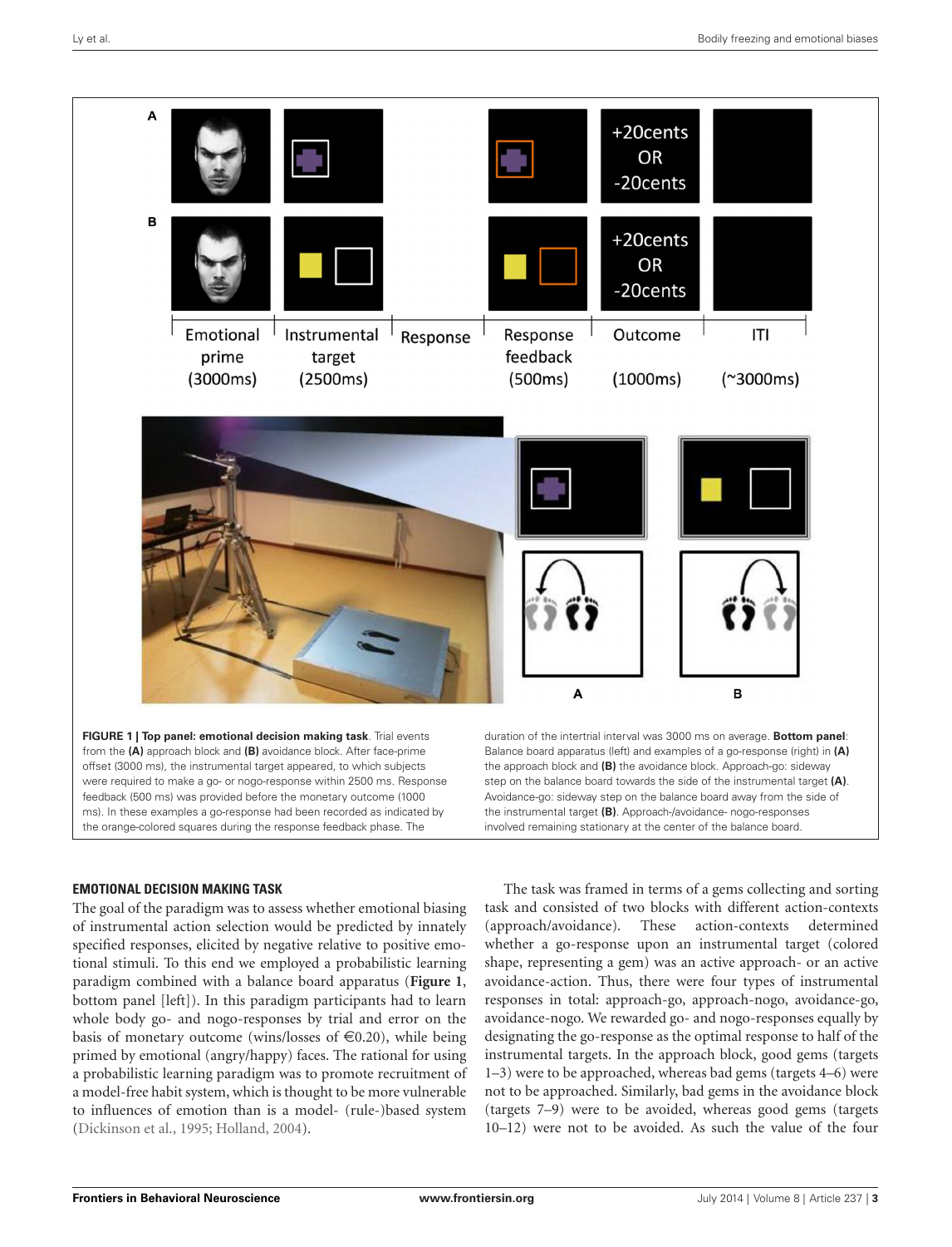FIGURE 1 | **Top panel: emotional decision making task**. Trial events from the **(A)** approach block and **(B)** avoidance block. After face-prime offset (3000 ms), the instrumental target appeared, to which subjects were required to make a go- or nogo-response within 2500 ms. Response feedback (500 ms) was provided before the monetary outcome (1000 ms). In these examples a go-response had been recorded as indicated by the orange-colored squares during the response feedback phase. The duration of the intertrial interval was 3000 ms on average. **Bottom panel**: Balance board apparatus (left) and examples of a go-response (right) in **(A)** the approach block and **(B)** the avoidance block. Approach-go: sideway step on the balance board towards the side of the instrumental target **(A)**. Avoidance-go: sideway step on the balance board away from the side of the instrumental target **(B)**. Approach-/avoidance- nogo-responses involved remaining stationary at the center of the balance board.

### EMOTIONAL DECISION MAKING TASK

The goal of the paradigm was to assess whether emotional biasing of instrumental action selection would be predicted by innately specified responses, elicited by negative relative to positive emotional stimuli. To this end we employed a probabilistic learning paradigm combined with a balance board apparatus (**Figure 1**, bottom panel [left]). In this paradigm participants had to learn whole body go- and nogo-responses by trial and error on the basis of monetary outcome (wins/losses of €0.20), while being primed by emotional (angry/happy) faces. The rational for using a probabilistic learning paradigm was to promote recruitment of a model-free habit system, which is thought to be more vulnerable to influences of emotion than is a model- (rule-)based system (Dickinson et al., 1995; Holland, 2004).

The task was framed in terms of a gems collecting and sorting task and consisted of two blocks with different action-contexts (approach/avoidance). These action-contexts determined whether a go-response upon an instrumental target (colored shape, representing a gem) was an active approach- or an active avoidance-action. Thus, there were four types of instrumental responses in total: approach-go, approach-nogo, avoidance-go, avoidance-nogo. We rewarded go- and nogo-responses equally by designating the go-response as the optimal response to half of the instrumental targets. In the approach block, good gems (targets 1–3) were to be approached, whereas bad gems (targets 4–6) were not to be approached. Similarly, bad gems in the avoidance block (targets 7–9) were to be avoided, whereas good gems (targets 10–12) were not to be avoided. As such the value of the four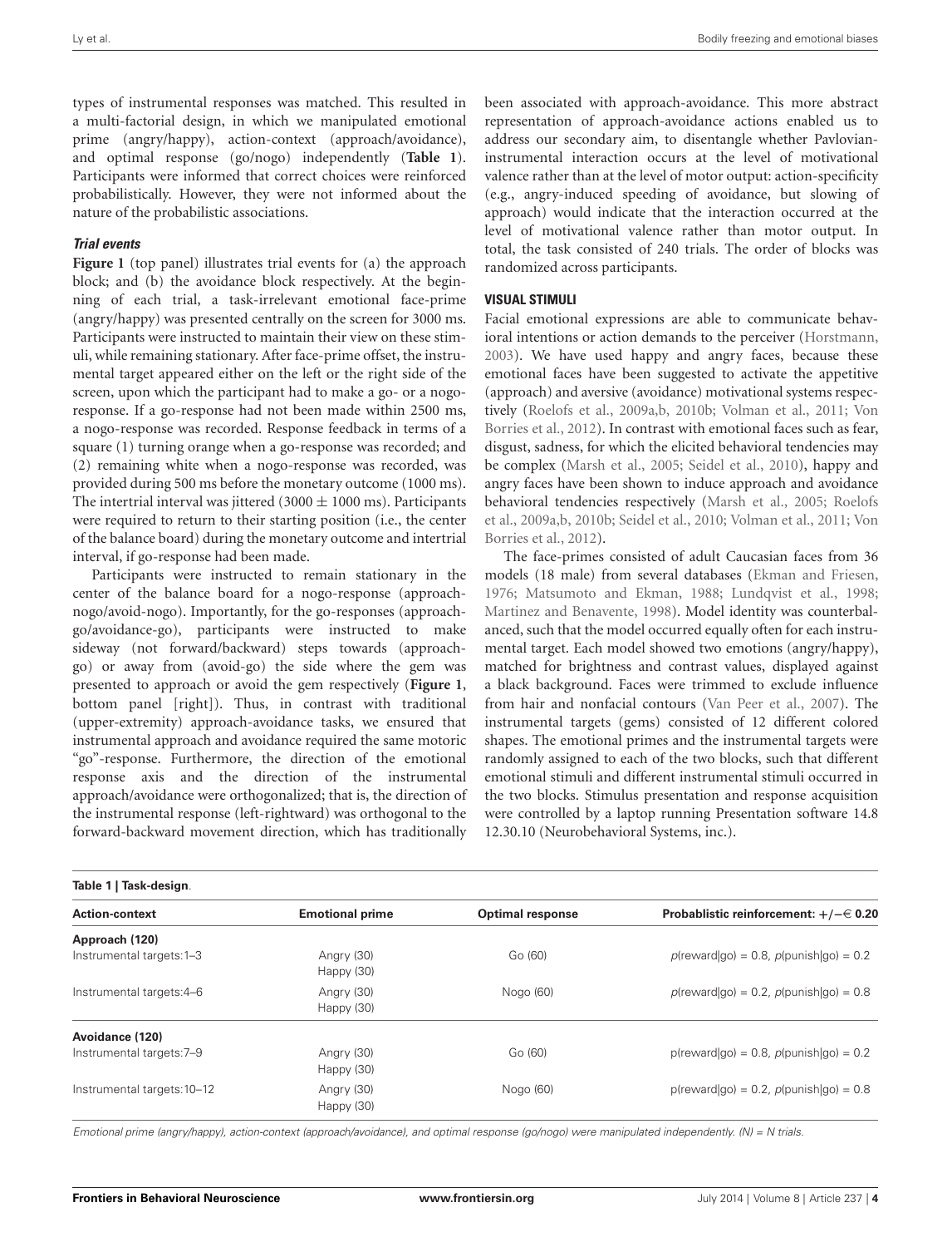types of instrumental responses was matched. This resulted in a multi-factorial design, in which we manipulated emotional prime (angry/happy), action-context (approach/avoidance), and optimal response (go/nogo) independently (**Table 1**). Participants were informed that correct choices were reinforced probabilistically. However, they were not informed about the nature of the probabilistic associations.

### *Trial events*

**Figure 1** (top panel) illustrates trial events for (a) the approach block; and (b) the avoidance block respectively. At the beginning of each trial, a task-irrelevant emotional face-prime (angry/happy) was presented centrally on the screen for 3000 ms. Participants were instructed to maintain their view on these stimuli, while remaining stationary. After face-prime offset, the instrumental target appeared either on the left or the right side of the screen, upon which the participant had to make a go- or a nogo-response. If a go-response had not been made within 2500 ms, a nogo-response was recorded. Response feedback in terms of a square (1) turning orange when a go-response was recorded; and (2) remaining white when a nogo-response was recorded, was provided during 500 ms before the monetary outcome (1000 ms). The intertrial interval was jittered (3000 ± 1000 ms). Participants were required to return to their starting position (i.e., the center of the balance board) during the monetary outcome and intertrial interval, if go-response had been made.

Participants were instructed to remain stationary in the center of the balance board for a nogo-response (approach-nogo/avoid-nogo). Importantly, for the go-responses (approach-go/avoidance-go), participants were instructed to make sideway (not forward/backward) steps towards (approach-go) or away from (avoid-go) the side where the gem was presented to approach or avoid the gem respectively (**Figure 1**, bottom panel [right]). Thus, in contrast with traditional (upper-extremity) approach-avoidance tasks, we ensured that instrumental approach and avoidance required the same motoric "go"-response. Furthermore, the direction of the emotional response axis and the direction of the instrumental approach/avoidance were orthogonalized; that is, the direction of the instrumental response (left-rightward) was orthogonal to the forward-backward movement direction, which has traditionally been associated with approach-avoidance. This more abstract representation of approach-avoidance actions enabled us to address our secondary aim, to disentangle whether Pavlovian-instrumental interaction occurs at the level of motivational valence rather than at the level of motor output: action-specificity (e.g., angry-induced speeding of avoidance, but slowing of approach) would indicate that the interaction occurred at the level of motivational valence rather than motor output. In total, the task consisted of 240 trials. The order of blocks was randomized across participants.

## VISUAL STIMULI

Facial emotional expressions are able to communicate behavioral intentions or action demands to the perceiver (Horstmann, 2003). We have used happy and angry faces, because these emotional faces have been suggested to activate the appetitive (approach) and aversive (avoidance) motivational systems respectively (Roelofs et al., 2009a,b, 2010b; Volman et al., 2011; Von Borries et al., 2012). In contrast with emotional faces such as fear, disgust, sadness, for which the elicited behavioral tendencies may be complex (Marsh et al., 2005; Seidel et al., 2010), happy and angry faces have been shown to induce approach and avoidance behavioral tendencies respectively (Marsh et al., 2005; Roelofs et al., 2009a,b, 2010b; Seidel et al., 2010; Volman et al., 2011; Von Borries et al., 2012).

The face-primes consisted of adult Caucasian faces from 36 models (18 male) from several databases (Ekman and Friesen, 1976; Matsumoto and Ekman, 1988; Lundqvist et al., 1998; Martinez and Benavente, 1998). Model identity was counterbalanced, such that the model occurred equally often for each instrumental target. Each model showed two emotions (angry/happy), matched for brightness and contrast values, displayed against a black background. Faces were trimmed to exclude influence from hair and nonfacial contours (Van Peer et al., 2007). The instrumental targets (gems) consisted of 12 different colored shapes. The emotional primes and the instrumental targets were randomly assigned to each of the two blocks, such that different emotional stimuli and different instrumental stimuli occurred in the two blocks. Stimulus presentation and response acquisition were controlled by a laptop running Presentation software 14.8 12.30.10 (Neurobehavioral Systems, inc.).

**Table 1 | Task-design**.

| Action-context | Emotional prime | Optimal response | Problablistic reinforcement: +/−€ 0.20 |
|---|---|---|---|
| **Approach (120)** | | | |
| Instrumental targets:1–3 | Angry (30)<br>Happy (30) | Go (60) | $p$(reward\|go) = 0.8, $p$(punish\|go) = 0.2 |
| Instrumental targets:4–6 | Angry (30)<br>Happy (30) | Nogo (60) | $p$(reward\|go) = 0.2, $p$(punish\|go) = 0.8 |
| **Avoidance (120)** | | | |
| Instrumental targets:7–9 | Angry (30)<br>Happy (30) | Go (60) | p(reward\|go) = 0.8, $p$(punish\|go) = 0.2 |
| Instrumental targets:10–12 | Angry (30)<br>Happy (30) | Nogo (60) | p(reward\|go) = 0.2, $p$(punish\|go) = 0.8 |

*Emotional prime (angry/happy), action-context (approach/avoidance), and optimal response (go/nogo) were manipulated independently. (N) = N trials.*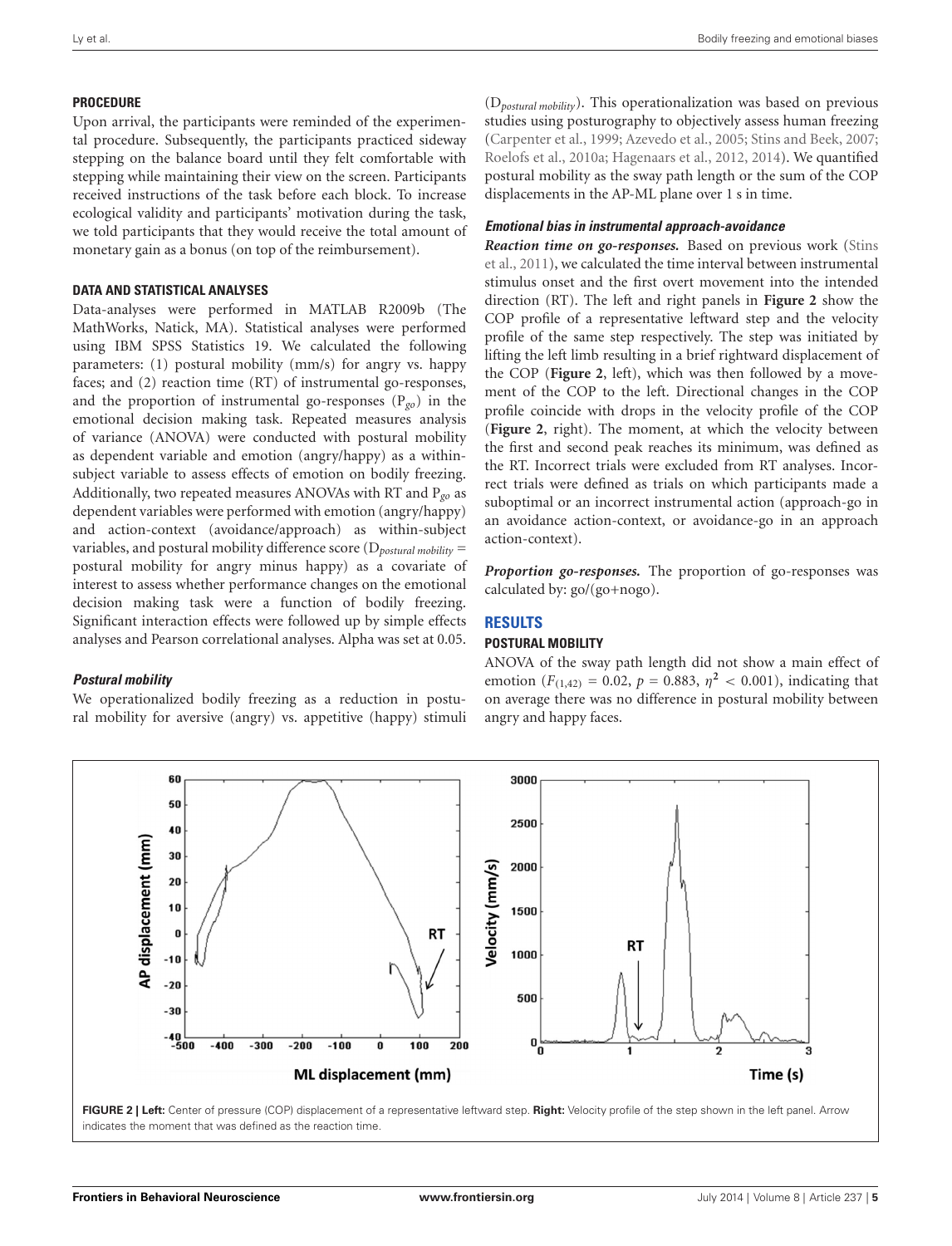#### PROCEDURE

Upon arrival, the participants were reminded of the experimental procedure. Subsequently, the participants practiced sideway stepping on the balance board until they felt comfortable with stepping while maintaining their view on the screen. Participants received instructions of the task before each block. To increase ecological validity and participants' motivation during the task, we told participants that they would receive the total amount of monetary gain as a bonus (on top of the reimbursement).

#### DATA AND STATISTICAL ANALYSES

Data-analyses were performed in MATLAB R2009b (The MathWorks, Natick, MA). Statistical analyses were performed using IBM SPSS Statistics 19. We calculated the following parameters: (1) postural mobility (mm/s) for angry vs. happy faces; and (2) reaction time (RT) of instrumental go-responses, and the proportion of instrumental go-responses ($P_{go}$) in the emotional decision making task. Repeated measures analysis of variance (ANOVA) were conducted with postural mobility as dependent variable and emotion (angry/happy) as a within-subject variable to assess effects of emotion on bodily freezing. Additionally, two repeated measures ANOVAs with RT and $P_{go}$ as dependent variables were performed with emotion (angry/happy) and action-context (avoidance/approach) as within-subject variables, and postural mobility difference score ($D_{postural\ mobility}$ = postural mobility for angry minus happy) as a covariate of interest to assess whether performance changes on the emotional decision making task were a function of bodily freezing. Significant interaction effects were followed up by simple effects analyses and Pearson correlational analyses. Alpha was set at 0.05.

##### *Postural mobility*

We operationalized bodily freezing as a reduction in postural mobility for aversive (angry) vs. appetitive (happy) stimuli ($D_{postural\ mobility}$). This operationalization was based on previous studies using posturography to objectively assess human freezing (Carpenter et al., 1999; Azevedo et al., 2005; Stins and Beek, 2007; Roelofs et al., 2010a; Hagenaars et al., 2012, 2014). We quantified postural mobility as the sway path length or the sum of the COP displacements in the AP-ML plane over 1 s in time.

##### *Emotional bias in instrumental approach-avoidance*

***Reaction time on go-responses.*** Based on previous work (Stins et al., 2011), we calculated the time interval between instrumental stimulus onset and the first overt movement into the intended direction (RT). The left and right panels in **Figure 2** show the COP profile of a representative leftward step and the velocity profile of the same step respectively. The step was initiated by lifting the left limb resulting in a brief rightward displacement of the COP (**Figure 2**, left), which was then followed by a movement of the COP to the left. Directional changes in the COP profile coincide with drops in the velocity profile of the COP (**Figure 2**, right). The moment, at which the velocity between the first and second peak reaches its minimum, was defined as the RT. Incorrect trials were excluded from RT analyses. Incorrect trials were defined as trials on which participants made a suboptimal or an incorrect instrumental action (approach-go in an avoidance action-context, or avoidance-go in an approach action-context).

***Proportion go-responses.*** The proportion of go-responses was calculated by: go/(go+nogo).

## RESULTS

#### POSTURAL MOBILITY

ANOVA of the sway path length did not show a main effect of emotion ($F_{(1,42)} = 0.02$, $p = 0.883$, $\eta^2 < 0.001$), indicating that on average there was no difference in postural mobility between angry and happy faces.

**FIGURE 2 | Left:** Center of pressure (COP) displacement of a representative leftward step. **Right:** Velocity profile of the step shown in the left panel. Arrow indicates the moment that was defined as the reaction time.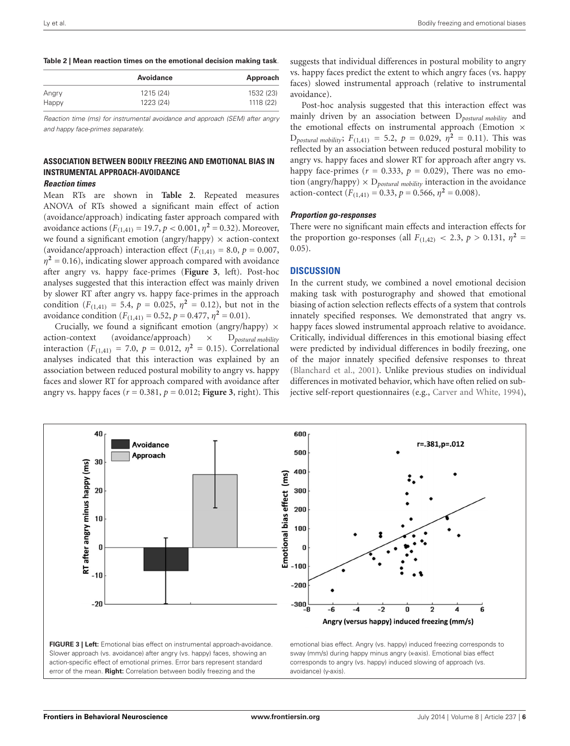**Table 2 | Mean reaction times on the emotional decision making task.**

| | Avoidance | Approach |
|---|---|---|
| Angry | 1215 (24) | 1532 (23) |
| Happy | 1223 (24) | 1118 (22) |

*Reaction time (ms) for instrumental avoidance and approach (SEM) after angry and happy face-primes separately.*

### ASSOCIATION BETWEEN BODILY FREEZING AND EMOTIONAL BIAS IN INSTRUMENTAL APPROACH-AVOIDANCE

#### *Reaction times*

Mean RTs are shown in **Table 2**. Repeated measures ANOVA of RTs showed a significant main effect of action (avoidance/approach) indicating faster approach compared with avoidance actions ($F_{(1,41)} = 19.7$, $p < 0.001$, $\eta^2 = 0.32$). Moreover, we found a significant emotion (angry/happy) × action-context (avoidance/approach) interaction effect ($F_{(1,41)} = 8.0$, $p = 0.007$, $\eta^2 = 0.16$), indicating slower approach compared with avoidance after angry vs. happy face-primes (**Figure 3**, left). Post-hoc analyses suggested that this interaction effect was mainly driven by slower RT after angry vs. happy face-primes in the approach condition ($F_{(1,41)} = 5.4$, $p = 0.025$, $\eta^2 = 0.12$), but not in the avoidance condition ($F_{(1,41)} = 0.52$, $p = 0.477$, $\eta^2 = 0.01$).

Crucially, we found a significant emotion (angry/happy) × action-context (avoidance/approach) × $D_{postural\ mobility}$ interaction ($F_{(1,41)} = 7.0$, $p = 0.012$, $\eta^2 = 0.15$). Correlational analyses indicated that this interaction was explained by an association between reduced postural mobility to angry vs. happy faces and slower RT for approach compared with avoidance after angry vs. happy faces ($r = 0.381$, $p = 0.012$; **Figure 3**, right). This suggests that individual differences in postural mobility to angry vs. happy faces predict the extent to which angry faces (vs. happy faces) slowed instrumental approach (relative to instrumental avoidance).

Post-hoc analysis suggested that this interaction effect was mainly driven by an association between $D_{postural\ mobility}$ and the emotional effects on instrumental approach (Emotion × $D_{postural\ mobility}$; $F_{(1,41)} = 5.2$, $p = 0.029$, $\eta^2 = 0.11$). This was reflected by an association between reduced postural mobility to angry vs. happy faces and slower RT for approach after angry vs. happy face-primes ($r = 0.333$, $p = 0.029$), There was no emotion (angry/happy) × $D_{postural\ mobility}$ interaction in the avoidance action-contect ($F_{(1,41)} = 0.33$, $p = 0.566$, $\eta^2 = 0.008$).

#### *Proportion go-responses*

There were no significant main effects and interaction effects for the proportion go-responses (all $F_{(1,42)} < 2.3$, $p > 0.131$, $\eta^2 = 0.05$).

## DISCUSSION

In the current study, we combined a novel emotional decision making task with posturography and showed that emotional biasing of action selection reflects effects of a system that controls innately specified responses. We demonstrated that angry vs. happy faces slowed instrumental approach relative to avoidance. Critically, individual differences in this emotional biasing effect were predicted by individual differences in bodily freezing, one of the major innately specified defensive responses to threat (Blanchard et al., 2001). Unlike previous studies on individual differences in motivated behavior, which have often relied on subjective self-report questionnaires (e.g., Carver and White, 1994),

**FIGURE 3 | Left:** Emotional bias effect on instrumental approach-avoidance. Slower approach (vs. avoidance) after angry (vs. happy) faces, showing an action-specific effect of emotional primes. Error bars represent standard error of the mean. **Right:** Correlation between bodily freezing and the emotional bias effect. Angry (vs. happy) induced freezing corresponds to sway (mm/s) during happy minus angry (x-axis). Emotional bias effect corresponds to angry (vs. happy) induced slowing of approach (vs. avoidance) (y-axis).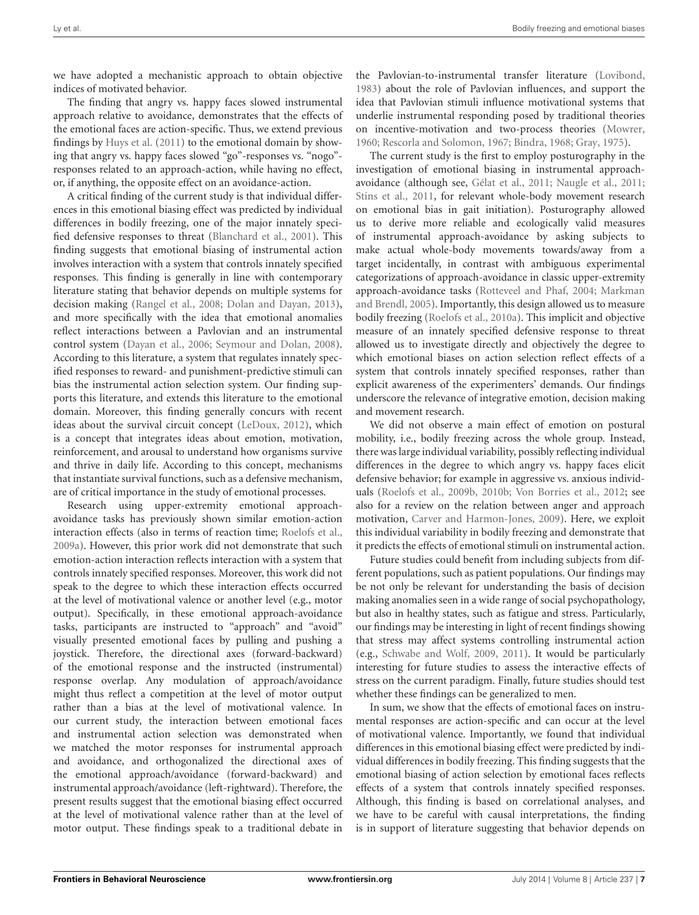we have adopted a mechanistic approach to obtain objective indices of motivated behavior.

The finding that angry vs. happy faces slowed instrumental approach relative to avoidance, demonstrates that the effects of the emotional faces are action-specific. Thus, we extend previous findings by Huys et al. (2011) to the emotional domain by showing that angry vs. happy faces slowed "go"-responses vs. "nogo"-responses related to an approach-action, while having no effect, or, if anything, the opposite effect on an avoidance-action.

A critical finding of the current study is that individual differences in this emotional biasing effect was predicted by individual differences in bodily freezing, one of the major innately specified defensive responses to threat (Blanchard et al., 2001). This finding suggests that emotional biasing of instrumental action involves interaction with a system that controls innately specified responses. This finding is generally in line with contemporary literature stating that behavior depends on multiple systems for decision making (Rangel et al., 2008; Dolan and Dayan, 2013), and more specifically with the idea that emotional anomalies reflect interactions between a Pavlovian and an instrumental control system (Dayan et al., 2006; Seymour and Dolan, 2008). According to this literature, a system that regulates innately specified responses to reward- and punishment-predictive stimuli can bias the instrumental action selection system. Our finding supports this literature, and extends this literature to the emotional domain. Moreover, this finding generally concurs with recent ideas about the survival circuit concept (LeDoux, 2012), which is a concept that integrates ideas about emotion, motivation, reinforcement, and arousal to understand how organisms survive and thrive in daily life. According to this concept, mechanisms that instantiate survival functions, such as a defensive mechanism, are of critical importance in the study of emotional processes.

Research using upper-extremity emotional approach-avoidance tasks has previously shown similar emotion-action interaction effects (also in terms of reaction time; Roelofs et al., 2009a). However, this prior work did not demonstrate that such emotion-action interaction reflects interaction with a system that controls innately specified responses. Moreover, this work did not speak to the degree to which these interaction effects occurred at the level of motivational valence or another level (e.g., motor output). Specifically, in these emotional approach-avoidance tasks, participants are instructed to "approach" and "avoid" visually presented emotional faces by pulling and pushing a joystick. Therefore, the directional axes (forward-backward) of the emotional response and the instructed (instrumental) response overlap. Any modulation of approach/avoidance might thus reflect a competition at the level of motor output rather than a bias at the level of motivational valence. In our current study, the interaction between emotional faces and instrumental action selection was demonstrated when we matched the motor responses for instrumental approach and avoidance, and orthogonalized the directional axes of the emotional approach/avoidance (forward-backward) and instrumental approach/avoidance (left-rightward). Therefore, the present results suggest that the emotional biasing effect occurred at the level of motivational valence rather than at the level of motor output. These findings speak to a traditional debate in the Pavlovian-to-instrumental transfer literature (Lovibond, 1983) about the role of Pavlovian influences, and support the idea that Pavlovian stimuli influence motivational systems that underlie instrumental responding posed by traditional theories on incentive-motivation and two-process theories (Mowrer, 1960; Rescorla and Solomon, 1967; Bindra, 1968; Gray, 1975).

The current study is the first to employ posturography in the investigation of emotional biasing in instrumental approach-avoidance (although see, Gélat et al., 2011; Naugle et al., 2011; Stins et al., 2011, for relevant whole-body movement research on emotional bias in gait initiation). Posturography allowed us to derive more reliable and ecologically valid measures of instrumental approach-avoidance by asking subjects to make actual whole-body movements towards/away from a target incidentally, in contrast with ambiguous experimental categorizations of approach-avoidance in classic upper-extremity approach-avoidance tasks (Rotteveel and Phaf, 2004; Markman and Brendl, 2005). Importantly, this design allowed us to measure bodily freezing (Roelofs et al., 2010a). This implicit and objective measure of an innately specified defensive response to threat allowed us to investigate directly and objectively the degree to which emotional biases on action selection reflect effects of a system that controls innately specified responses, rather than explicit awareness of the experimenters' demands. Our findings underscore the relevance of integrative emotion, decision making and movement research.

We did not observe a main effect of emotion on postural mobility, i.e., bodily freezing across the whole group. Instead, there was large individual variability, possibly reflecting individual differences in the degree to which angry vs. happy faces elicit defensive behavior; for example in aggressive vs. anxious individuals (Roelofs et al., 2009b, 2010b; Von Borries et al., 2012; see also for a review on the relation between anger and approach motivation, Carver and Harmon-Jones, 2009). Here, we exploit this individual variability in bodily freezing and demonstrate that it predicts the effects of emotional stimuli on instrumental action.

Future studies could benefit from including subjects from different populations, such as patient populations. Our findings may be not only be relevant for understanding the basis of decision making anomalies seen in a wide range of social psychopathology, but also in healthy states, such as fatigue and stress. Particularly, our findings may be interesting in light of recent findings showing that stress may affect systems controlling instrumental action (e.g., Schwabe and Wolf, 2009, 2011). It would be particularly interesting for future studies to assess the interactive effects of stress on the current paradigm. Finally, future studies should test whether these findings can be generalized to men.

In sum, we show that the effects of emotional faces on instrumental responses are action-specific and can occur at the level of motivational valence. Importantly, we found that individual differences in this emotional biasing effect were predicted by individual differences in bodily freezing. This finding suggests that the emotional biasing of action selection by emotional faces reflects effects of a system that controls innately specified responses. Although, this finding is based on correlational analyses, and we have to be careful with causal interpretations, the finding is in support of literature suggesting that behavior depends on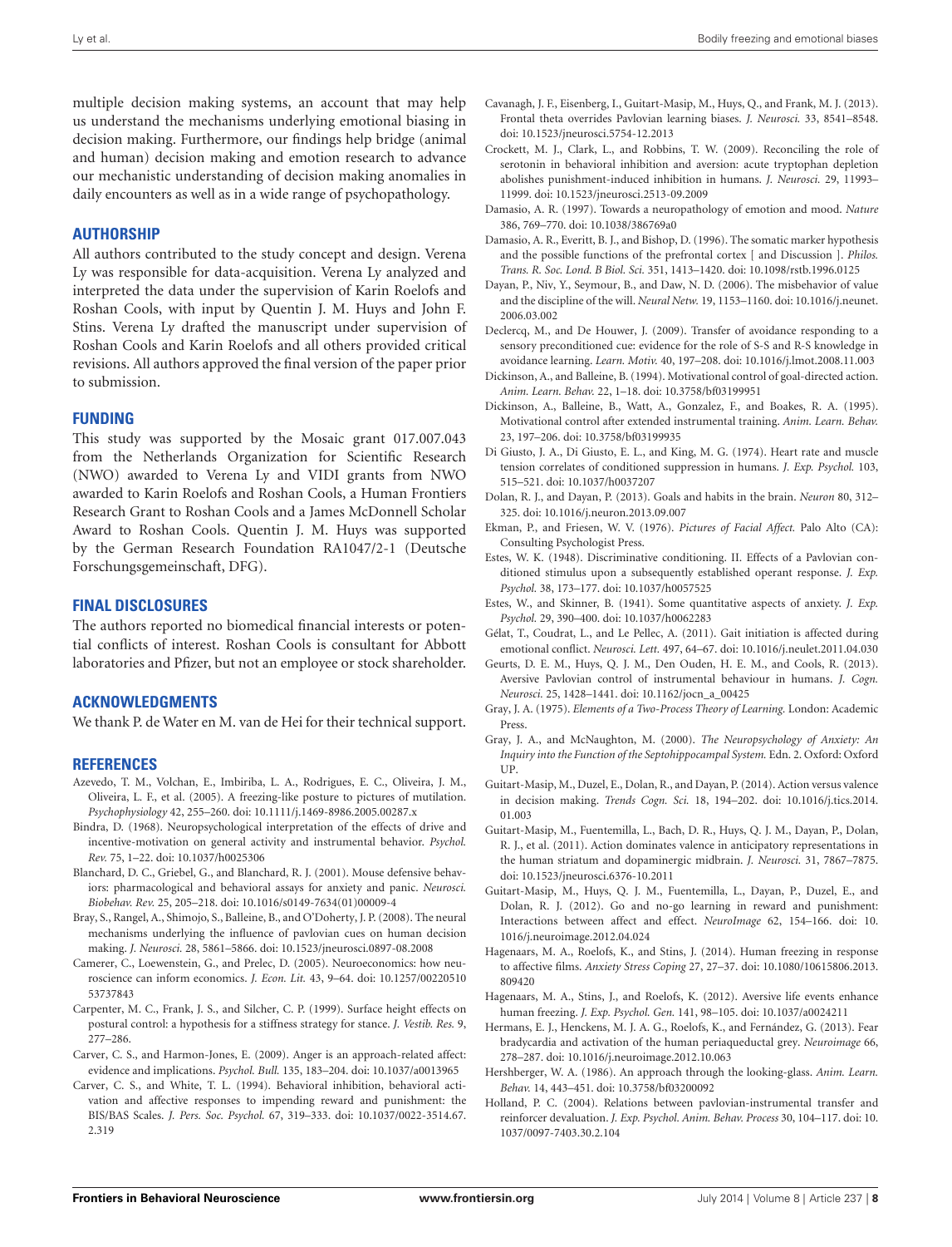multiple decision making systems, an account that may help us understand the mechanisms underlying emotional biasing in decision making. Furthermore, our findings help bridge (animal and human) decision making and emotion research to advance our mechanistic understanding of decision making anomalies in daily encounters as well as in a wide range of psychopathology.

## AUTHORSHIP

All authors contributed to the study concept and design. Verena Ly was responsible for data-acquisition. Verena Ly analyzed and interpreted the data under the supervision of Karin Roelofs and Roshan Cools, with input by Quentin J. M. Huys and John F. Stins. Verena Ly drafted the manuscript under supervision of Roshan Cools and Karin Roelofs and all others provided critical revisions. All authors approved the final version of the paper prior to submission.

## FUNDING

This study was supported by the Mosaic grant 017.007.043 from the Netherlands Organization for Scientific Research (NWO) awarded to Verena Ly and VIDI grants from NWO awarded to Karin Roelofs and Roshan Cools, a Human Frontiers Research Grant to Roshan Cools and a James McDonnell Scholar Award to Roshan Cools. Quentin J. M. Huys was supported by the German Research Foundation RA1047/2-1 (Deutsche Forschungsgemeinschaft, DFG).

## FINAL DISCLOSURES

The authors reported no biomedical financial interests or potential conflicts of interest. Roshan Cools is consultant for Abbott laboratories and Pfizer, but not an employee or stock shareholder.

## ACKNOWLEDGMENTS

We thank P. de Water en M. van de Hei for their technical support.

## REFERENCES

Azevedo, T. M., Volchan, E., Imbiriba, L. A., Rodrigues, E. C., Oliveira, J. M., Oliveira, L. F., et al. (2005). A freezing-like posture to pictures of mutilation. *Psychophysiology* 42, 255–260. doi: 10.1111/j.1469-8986.2005.00287.x

Bindra, D. (1968). Neuropsychological interpretation of the effects of drive and incentive-motivation on general activity and instrumental behavior. *Psychol. Rev.* 75, 1–22. doi: 10.1037/h0025306

Blanchard, D. C., Griebel, G., and Blanchard, R. J. (2001). Mouse defensive behaviors: pharmacological and behavioral assays for anxiety and panic. *Neurosci. Biobehav. Rev.* 25, 205–218. doi: 10.1016/s0149-7634(01)00009-4

Bray, S., Rangel, A., Shimojo, S., Balleine, B., and O'Doherty, J. P. (2008). The neural mechanisms underlying the influence of pavlovian cues on human decision making. *J. Neurosci.* 28, 5861–5866. doi: 10.1523/jneurosci.0897-08.2008

Camerer, C., Loewenstein, G., and Prelec, D. (2005). Neuroeconomics: how neuroscience can inform economics. *J. Econ. Lit.* 43, 9–64. doi: 10.1257/0022051053737843

Carpenter, M. C., Frank, J. S., and Silcher, C. P. (1999). Surface height effects on postural control: a hypothesis for a stiffness strategy for stance. *J. Vestib. Res.* 9, 277–286.

Carver, C. S., and Harmon-Jones, E. (2009). Anger is an approach-related affect: evidence and implications. *Psychol. Bull.* 135, 183–204. doi: 10.1037/a0013965

Carver, C. S., and White, T. L. (1994). Behavioral inhibition, behavioral activation and affective responses to impending reward and punishment: the BIS/BAS Scales. *J. Pers. Soc. Psychol.* 67, 319–333. doi: 10.1037/0022-3514.67.2.319

Cavanagh, J. F., Eisenberg, I., Guitart-Masip, M., Huys, Q., and Frank, M. J. (2013). Frontal theta overrides Pavlovian learning biases. *J. Neurosci.* 33, 8541–8548. doi: 10.1523/jneurosci.5754-12.2013

Crockett, M. J., Clark, L., and Robbins, T. W. (2009). Reconciling the role of serotonin in behavioral inhibition and aversion: acute tryptophan depletion abolishes punishment-induced inhibition in humans. *J. Neurosci.* 29, 11993–11999. doi: 10.1523/jneurosci.2513-09.2009

Damasio, A. R. (1997). Towards a neuropathology of emotion and mood. *Nature* 386, 769–770. doi: 10.1038/386769a0

Damasio, A. R., Everitt, B. J., and Bishop, D. (1996). The somatic marker hypothesis and the possible functions of the prefrontal cortex [ and Discussion ]. *Philos. Trans. R. Soc. Lond. B Biol. Sci.* 351, 1413–1420. doi: 10.1098/rstb.1996.0125

Dayan, P., Niv, Y., Seymour, B., and Daw, N. D. (2006). The misbehavior of value and the discipline of the will. *Neural Netw.* 19, 1153–1160. doi: 10.1016/j.neunet.2006.03.002

Declercq, M., and De Houwer, J. (2009). Transfer of avoidance responding to a sensory preconditioned cue: evidence for the role of S-S and R-S knowledge in avoidance learning. *Learn. Motiv.* 40, 197–208. doi: 10.1016/j.lmot.2008.11.003

Dickinson, A., and Balleine, B. (1994). Motivational control of goal-directed action. *Anim. Learn. Behav.* 22, 1–18. doi: 10.3758/bf03199951

Dickinson, A., Balleine, B., Watt, A., Gonzalez, F., and Boakes, R. A. (1995). Motivational control after extended instrumental training. *Anim. Learn. Behav.* 23, 197–206. doi: 10.3758/bf03199935

Di Giusto, J. A., Di Giusto, E. L., and King, M. G. (1974). Heart rate and muscle tension correlates of conditioned suppression in humans. *J. Exp. Psychol.* 103, 515–521. doi: 10.1037/h0037207

Dolan, R. J., and Dayan, P. (2013). Goals and habits in the brain. *Neuron* 80, 312–325. doi: 10.1016/j.neuron.2013.09.007

Ekman, P., and Friesen, W. V. (1976). *Pictures of Facial Affect.* Palo Alto (CA): Consulting Psychologist Press.

Estes, W. K. (1948). Discriminative conditioning. II. Effects of a Pavlovian conditioned stimulus upon a subsequently established operant response. *J. Exp. Psychol.* 38, 173–177. doi: 10.1037/h0057525

Estes, W., and Skinner, B. (1941). Some quantitative aspects of anxiety. *J. Exp. Psychol.* 29, 390–400. doi: 10.1037/h0062283

Gélat, T., Coudrat, L., and Le Pellec, A. (2011). Gait initiation is affected during emotional conflict. *Neurosci. Lett.* 497, 64–67. doi: 10.1016/j.neulet.2011.04.030

Geurts, D. E. M., Huys, Q. J. M., Den Ouden, H. E. M., and Cools, R. (2013). Aversive Pavlovian control of instrumental behaviour in humans. *J. Cogn. Neurosci.* 25, 1428–1441. doi: 10.1162/jocn_a_00425

Gray, J. A. (1975). *Elements of a Two-Process Theory of Learning.* London: Academic Press.

Gray, J. A., and McNaughton, M. (2000). *The Neuropsychology of Anxiety: An Inquiry into the Function of the Septohippocampal System.* Edn. 2. Oxford: Oxford UP.

Guitart-Masip, M., Duzel, E., Dolan, R., and Dayan, P. (2014). Action versus valence in decision making. *Trends Cogn. Sci.* 18, 194–202. doi: 10.1016/j.tics.2014.01.003

Guitart-Masip, M., Fuentemilla, L., Bach, D. R., Huys, Q. J. M., Dayan, P., Dolan, R. J., et al. (2011). Action dominates valence in anticipatory representations in the human striatum and dopaminergic midbrain. *J. Neurosci.* 31, 7867–7875. doi: 10.1523/jneurosci.6376-10.2011

Guitart-Masip, M., Huys, Q. J. M., Fuentemilla, L., Dayan, P., Duzel, E., and Dolan, R. J. (2012). Go and no-go learning in reward and punishment: Interactions between affect and effect. *NeuroImage* 62, 154–166. doi: 10.1016/j.neuroimage.2012.04.024

Hagenaars, M. A., Roelofs, K., and Stins, J. (2014). Human freezing in response to affective films. *Anxiety Stress Coping* 27, 27–37. doi: 10.1080/10615806.2013.809420

Hagenaars, M. A., Stins, J., and Roelofs, K. (2012). Aversive life events enhance human freezing. *J. Exp. Psychol. Gen.* 141, 98–105. doi: 10.1037/a0024211

Hermans, E. J., Henckens, M. J. A. G., Roelofs, K., and Fernández, G. (2013). Fear bradycardia and activation of the human periaqueductal grey. *Neuroimage* 66, 278–287. doi: 10.1016/j.neuroimage.2012.10.063

Hershberger, W. A. (1986). An approach through the looking-glass. *Anim. Learn. Behav.* 14, 443–451. doi: 10.3758/bf03200092

Holland, P. C. (2004). Relations between pavlovian-instrumental transfer and reinforcer devaluation. *J. Exp. Psychol. Anim. Behav. Process* 30, 104–117. doi: 10.1037/0097-7403.30.2.104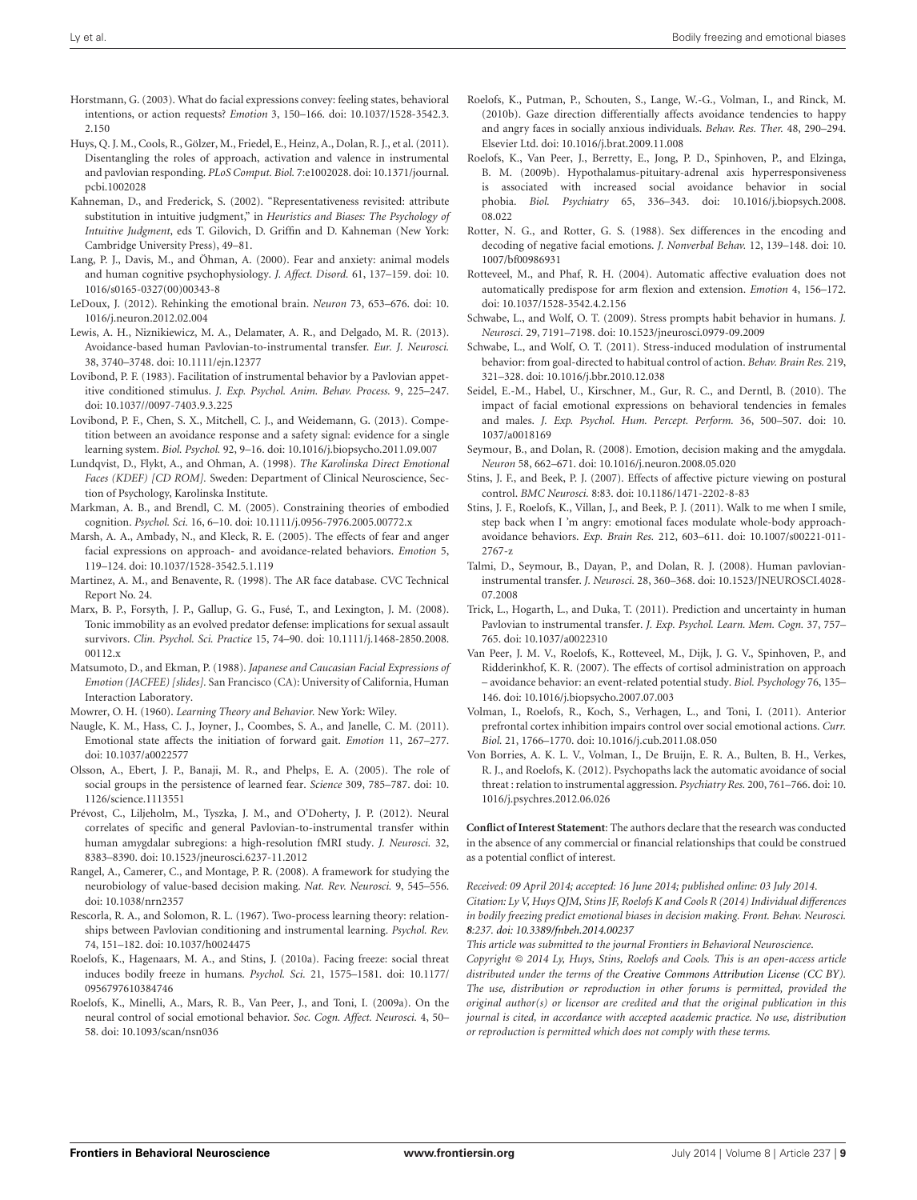Horstmann, G. (2003). What do facial expressions convey: feeling states, behavioral intentions, or action requests? *Emotion* 3, 150–166. doi: 10.1037/1528-3542.3.2.150

Huys, Q. J. M., Cools, R., Gölzer, M., Friedel, E., Heinz, A., Dolan, R. J., et al. (2011). Disentangling the roles of approach, activation and valence in instrumental and pavlovian responding. *PLoS Comput. Biol.* 7:e1002028. doi: 10.1371/journal.pcbi.1002028

Kahneman, D., and Frederick, S. (2002). "Representativeness revisited: attribute substitution in intuitive judgment," in *Heuristics and Biases: The Psychology of Intuitive Judgment*, eds T. Gilovich, D. Griffin and D. Kahneman (New York: Cambridge University Press), 49–81.

Lang, P. J., Davis, M., and Öhman, A. (2000). Fear and anxiety: animal models and human cognitive psychophysiology. *J. Affect. Disord.* 61, 137–159. doi: 10.1016/s0165-0327(00)00343-8

LeDoux, J. (2012). Rehinking the emotional brain. *Neuron* 73, 653–676. doi: 10.1016/j.neuron.2012.02.004

Lewis, A. H., Niznikiewicz, M. A., Delamater, A. R., and Delgado, M. R. (2013). Avoidance-based human Pavlovian-to-instrumental transfer. *Eur. J. Neurosci.* 38, 3740–3748. doi: 10.1111/ejn.12377

Lovibond, P. F. (1983). Facilitation of instrumental behavior by a Pavlovian appetitive conditioned stimulus. *J. Exp. Psychol. Anim. Behav. Process.* 9, 225–247. doi: 10.1037//0097-7403.9.3.225

Lovibond, P. F., Chen, S. X., Mitchell, C. J., and Weidemann, G. (2013). Competition between an avoidance response and a safety signal: evidence for a single learning system. *Biol. Psychol.* 92, 9–16. doi: 10.1016/j.biopsycho.2011.09.007

Lundqvist, D., Flykt, A., and Ohman, A. (1998). *The Karolinska Direct Emotional Faces (KDEF) [CD ROM]*. Sweden: Department of Clinical Neuroscience, Section of Psychology, Karolinska Institute.

Markman, A. B., and Brendl, C. M. (2005). Constraining theories of embodied cognition. *Psychol. Sci.* 16, 6–10. doi: 10.1111/j.0956-7976.2005.00772.x

Marsh, A. A., Ambady, N., and Kleck, R. E. (2005). The effects of fear and anger facial expressions on approach- and avoidance-related behaviors. *Emotion* 5, 119–124. doi: 10.1037/1528-3542.5.1.119

Martinez, A. M., and Benavente, R. (1998). The AR face database. CVC Technical Report No. 24.

Marx, B. P., Forsyth, J. P., Gallup, G. G., Fusé, T., and Lexington, J. M. (2008). Tonic immobility as an evolved predator defense: implications for sexual assault survivors. *Clin. Psychol. Sci. Practice* 15, 74–90. doi: 10.1111/j.1468-2850.2008.00112.x

Matsumoto, D., and Ekman, P. (1988). *Japanese and Caucasian Facial Expressions of Emotion (JACFEE) [slides]*. San Francisco (CA): University of California, Human Interaction Laboratory.

Mowrer, O. H. (1960). *Learning Theory and Behavior.* New York: Wiley.

Naugle, K. M., Hass, C. J., Joyner, J., Coombes, S. A., and Janelle, C. M. (2011). Emotional state affects the initiation of forward gait. *Emotion* 11, 267–277. doi: 10.1037/a0022577

Olsson, A., Ebert, J. P., Banaji, M. R., and Phelps, E. A. (2005). The role of social groups in the persistence of learned fear. *Science* 309, 785–787. doi: 10.1126/science.1113551

Prévost, C., Liljeholm, M., Tyszka, J. M., and O'Doherty, J. P. (2012). Neural correlates of specific and general Pavlovian-to-instrumental transfer within human amygdalar subregions: a high-resolution fMRI study. *J. Neurosci.* 32, 8383–8390. doi: 10.1523/jneurosci.6237-11.2012

Rangel, A., Camerer, C., and Montage, P. R. (2008). A framework for studying the neurobiology of value-based decision making. *Nat. Rev. Neurosci.* 9, 545–556. doi: 10.1038/nrn2357

Rescorla, R. A., and Solomon, R. L. (1967). Two-process learning theory: relationships between Pavlovian conditioning and instrumental learning. *Psychol. Rev.* 74, 151–182. doi: 10.1037/h0024475

Roelofs, K., Hagenaars, M. A., and Stins, J. (2010a). Facing freeze: social threat induces bodily freeze in humans. *Psychol. Sci.* 21, 1575–1581. doi: 10.1177/0956797610384746

Roelofs, K., Minelli, A., Mars, R. B., Van Peer, J., and Toni, I. (2009a). On the neural control of social emotional behavior. *Soc. Cogn. Affect. Neurosci.* 4, 50–58. doi: 10.1093/scan/nsn036

Roelofs, K., Putman, P., Schouten, S., Lange, W.-G., Volman, I., and Rinck, M. (2010b). Gaze direction differentially affects avoidance tendencies to happy and angry faces in socially anxious individuals. *Behav. Res. Ther.* 48, 290–294. Elsevier Ltd. doi: 10.1016/j.brat.2009.11.008

Roelofs, K., Van Peer, J., Berretty, E., Jong, P. D., Spinhoven, P., and Elzinga, B. M. (2009b). Hypothalamus-pituitary-adrenal axis hyperresponsiveness is associated with increased social avoidance behavior in social phobia. *Biol. Psychiatry* 65, 336–343. doi: 10.1016/j.biopsych.2008.08.022

Rotter, N. G., and Rotter, G. S. (1988). Sex differences in the encoding and decoding of negative facial emotions. *J. Nonverbal Behav.* 12, 139–148. doi: 10.1007/bf00986931

Rotteveel, M., and Phaf, R. H. (2004). Automatic affective evaluation does not automatically predispose for arm flexion and extension. *Emotion* 4, 156–172. doi: 10.1037/1528-3542.4.2.156

Schwabe, L., and Wolf, O. T. (2009). Stress prompts habit behavior in humans. *J. Neurosci.* 29, 7191–7198. doi: 10.1523/jneurosci.0979-09.2009

Schwabe, L., and Wolf, O. T. (2011). Stress-induced modulation of instrumental behavior: from goal-directed to habitual control of action. *Behav. Brain Res.* 219, 321–328. doi: 10.1016/j.bbr.2010.12.038

Seidel, E.-M., Habel, U., Kirschner, M., Gur, R. C., and Derntl, B. (2010). The impact of facial emotional expressions on behavioral tendencies in females and males. *J. Exp. Psychol. Hum. Percept. Perform.* 36, 500–507. doi: 10.1037/a0018169

Seymour, B., and Dolan, R. (2008). Emotion, decision making and the amygdala. *Neuron* 58, 662–671. doi: 10.1016/j.neuron.2008.05.020

Stins, J. F., and Beek, P. J. (2007). Effects of affective picture viewing on postural control. *BMC Neurosci.* 8:83. doi: 10.1186/1471-2202-8-83

Stins, J. F., Roelofs, K., Villan, J., and Beek, P. J. (2011). Walk to me when I smile, step back when I 'm angry: emotional faces modulate whole-body approach-avoidance behaviors. *Exp. Brain Res.* 212, 603–611. doi: 10.1007/s00221-011-2767-z

Talmi, D., Seymour, B., Dayan, P., and Dolan, R. J. (2008). Human pavlovian-instrumental transfer. *J. Neurosci.* 28, 360–368. doi: 10.1523/JNEUROSCI.4028-07.2008

Trick, L., Hogarth, L., and Duka, T. (2011). Prediction and uncertainty in human Pavlovian to instrumental transfer. *J. Exp. Psychol. Learn. Mem. Cogn.* 37, 757–765. doi: 10.1037/a0022310

Van Peer, J. M. V., Roelofs, K., Rotteveel, M., Dijk, J. G. V., Spinhoven, P., and Ridderinkhof, K. R. (2007). The effects of cortisol administration on approach – avoidance behavior: an event-related potential study. *Biol. Psychology* 76, 135–146. doi: 10.1016/j.biopsycho.2007.07.003

Volman, I., Roelofs, R., Koch, S., Verhagen, L., and Toni, I. (2011). Anterior prefrontal cortex inhibition impairs control over social emotional actions. *Curr. Biol.* 21, 1766–1770. doi: 10.1016/j.cub.2011.08.050

Von Borries, A. K. L. V., Volman, I., De Bruijn, E. R. A., Bulten, B. H., Verkes, R. J., and Roelofs, K. (2012). Psychopaths lack the automatic avoidance of social threat : relation to instrumental aggression. *Psychiatry Res.* 200, 761–766. doi: 10.1016/j.psychres.2012.06.026

**Conflict of Interest Statement**: The authors declare that the research was conducted in the absence of any commercial or financial relationships that could be construed as a potential conflict of interest.

*Received: 09 April 2014; accepted: 16 June 2014; published online: 03 July 2014.*

*Citation: Ly V, Huys QJM, Stins JF, Roelofs K and Cools R (2014) Individual differences in bodily freezing predict emotional biases in decision making. Front. Behav. Neurosci. **8**:237. doi: 10.3389/fnbeh.2014.00237*

*This article was submitted to the journal Frontiers in Behavioral Neuroscience.*

*Copyright © 2014 Ly, Huys, Stins, Roelofs and Cools. This is an open-access article distributed under the terms of the Creative Commons Attribution License (CC BY). The use, distribution or reproduction in other forums is permitted, provided the original author(s) or licensor are credited and that the original publication in this journal is cited, in accordance with accepted academic practice. No use, distribution or reproduction is permitted which does not comply with these terms.*